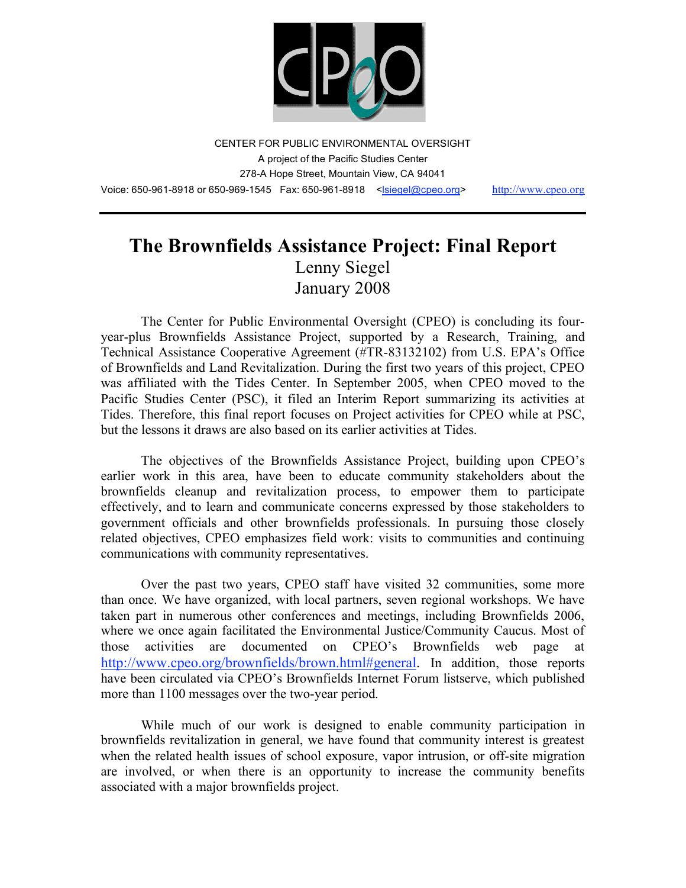CENTER FOR PUBLIC ENVIRONMENTAL OVERSIGHT
A project of the Pacific Studies Center
278-A Hope Street, Mountain View, CA 94041
Voice: 650-961-8918 or 650-969-1545 Fax: 650-961-8918 <lsiegel@cpeo.org> http://www.cpeo.org

---

# The Brownfields Assistance Project: Final Report

Lenny Siegel
January 2008

The Center for Public Environmental Oversight (CPEO) is concluding its four-year-plus Brownfields Assistance Project, supported by a Research, Training, and Technical Assistance Cooperative Agreement (#TR-83132102) from U.S. EPA's Office of Brownfields and Land Revitalization. During the first two years of this project, CPEO was affiliated with the Tides Center. In September 2005, when CPEO moved to the Pacific Studies Center (PSC), it filed an Interim Report summarizing its activities at Tides. Therefore, this final report focuses on Project activities for CPEO while at PSC, but the lessons it draws are also based on its earlier activities at Tides.

The objectives of the Brownfields Assistance Project, building upon CPEO's earlier work in this area, have been to educate community stakeholders about the brownfields cleanup and revitalization process, to empower them to participate effectively, and to learn and communicate concerns expressed by those stakeholders to government officials and other brownfields professionals. In pursuing those closely related objectives, CPEO emphasizes field work: visits to communities and continuing communications with community representatives.

Over the past two years, CPEO staff have visited 32 communities, some more than once. We have organized, with local partners, seven regional workshops. We have taken part in numerous other conferences and meetings, including Brownfields 2006, where we once again facilitated the Environmental Justice/Community Caucus. Most of those activities are documented on CPEO's Brownfields web page at http://www.cpeo.org/brownfields/brown.html#general. In addition, those reports have been circulated via CPEO's Brownfields Internet Forum listserve, which published more than 1100 messages over the two-year period.

While much of our work is designed to enable community participation in brownfields revitalization in general, we have found that community interest is greatest when the related health issues of school exposure, vapor intrusion, or off-site migration are involved, or when there is an opportunity to increase the community benefits associated with a major brownfields project.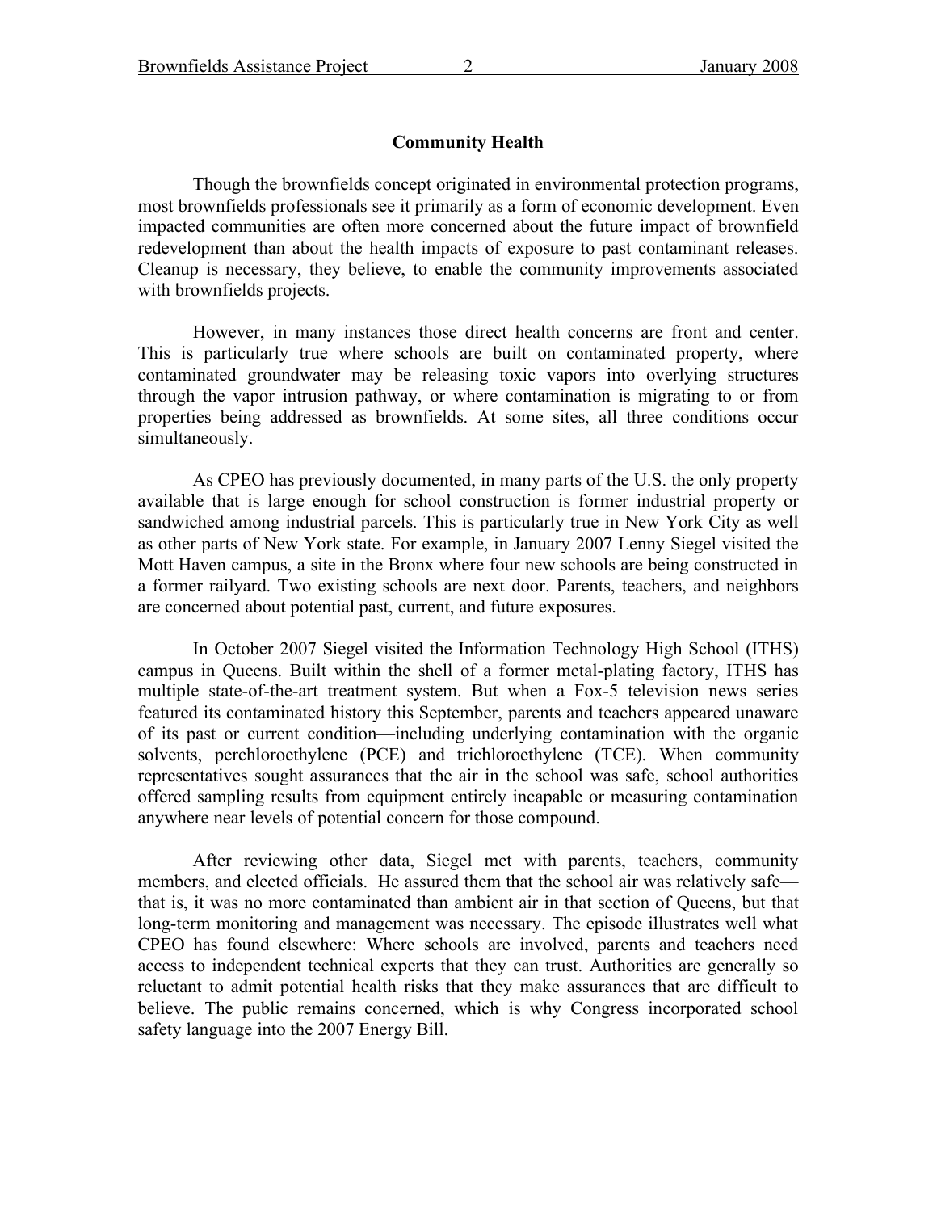## Community Health

Though the brownfields concept originated in environmental protection programs, most brownfields professionals see it primarily as a form of economic development. Even impacted communities are often more concerned about the future impact of brownfield redevelopment than about the health impacts of exposure to past contaminant releases. Cleanup is necessary, they believe, to enable the community improvements associated with brownfields projects.

However, in many instances those direct health concerns are front and center. This is particularly true where schools are built on contaminated property, where contaminated groundwater may be releasing toxic vapors into overlying structures through the vapor intrusion pathway, or where contamination is migrating to or from properties being addressed as brownfields. At some sites, all three conditions occur simultaneously.

As CPEO has previously documented, in many parts of the U.S. the only property available that is large enough for school construction is former industrial property or sandwiched among industrial parcels. This is particularly true in New York City as well as other parts of New York state. For example, in January 2007 Lenny Siegel visited the Mott Haven campus, a site in the Bronx where four new schools are being constructed in a former railyard. Two existing schools are next door. Parents, teachers, and neighbors are concerned about potential past, current, and future exposures.

In October 2007 Siegel visited the Information Technology High School (ITHS) campus in Queens. Built within the shell of a former metal-plating factory, ITHS has multiple state-of-the-art treatment system. But when a Fox-5 television news series featured its contaminated history this September, parents and teachers appeared unaware of its past or current condition—including underlying contamination with the organic solvents, perchloroethylene (PCE) and trichloroethylene (TCE). When community representatives sought assurances that the air in the school was safe, school authorities offered sampling results from equipment entirely incapable or measuring contamination anywhere near levels of potential concern for those compound.

After reviewing other data, Siegel met with parents, teachers, community members, and elected officials. He assured them that the school air was relatively safe—that is, it was no more contaminated than ambient air in that section of Queens, but that long-term monitoring and management was necessary. The episode illustrates well what CPEO has found elsewhere: Where schools are involved, parents and teachers need access to independent technical experts that they can trust. Authorities are generally so reluctant to admit potential health risks that they make assurances that are difficult to believe. The public remains concerned, which is why Congress incorporated school safety language into the 2007 Energy Bill.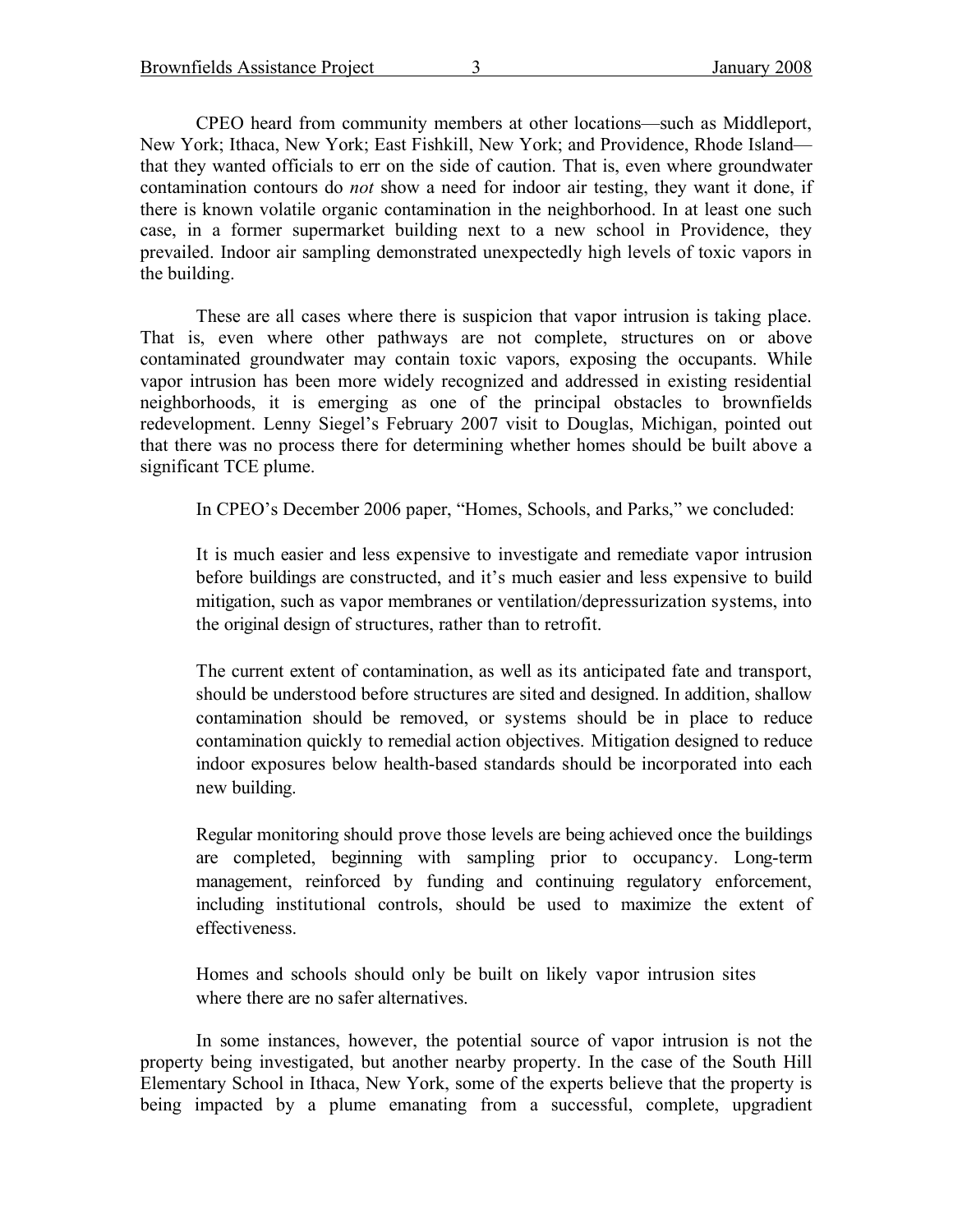CPEO heard from community members at other locations—such as Middleport, New York; Ithaca, New York; East Fishkill, New York; and Providence, Rhode Island—that they wanted officials to err on the side of caution. That is, even where groundwater contamination contours do *not* show a need for indoor air testing, they want it done, if there is known volatile organic contamination in the neighborhood. In at least one such case, in a former supermarket building next to a new school in Providence, they prevailed. Indoor air sampling demonstrated unexpectedly high levels of toxic vapors in the building.

These are all cases where there is suspicion that vapor intrusion is taking place. That is, even where other pathways are not complete, structures on or above contaminated groundwater may contain toxic vapors, exposing the occupants. While vapor intrusion has been more widely recognized and addressed in existing residential neighborhoods, it is emerging as one of the principal obstacles to brownfields redevelopment. Lenny Siegel's February 2007 visit to Douglas, Michigan, pointed out that there was no process there for determining whether homes should be built above a significant TCE plume.

In CPEO's December 2006 paper, "Homes, Schools, and Parks," we concluded:

> It is much easier and less expensive to investigate and remediate vapor intrusion before buildings are constructed, and it's much easier and less expensive to build mitigation, such as vapor membranes or ventilation/depressurization systems, into the original design of structures, rather than to retrofit.
>
> The current extent of contamination, as well as its anticipated fate and transport, should be understood before structures are sited and designed. In addition, shallow contamination should be removed, or systems should be in place to reduce contamination quickly to remedial action objectives. Mitigation designed to reduce indoor exposures below health-based standards should be incorporated into each new building.
>
> Regular monitoring should prove those levels are being achieved once the buildings are completed, beginning with sampling prior to occupancy. Long-term management, reinforced by funding and continuing regulatory enforcement, including institutional controls, should be used to maximize the extent of effectiveness.
>
> Homes and schools should only be built on likely vapor intrusion sites where there are no safer alternatives.

In some instances, however, the potential source of vapor intrusion is not the property being investigated, but another nearby property. In the case of the South Hill Elementary School in Ithaca, New York, some of the experts believe that the property is being impacted by a plume emanating from a successful, complete, upgradient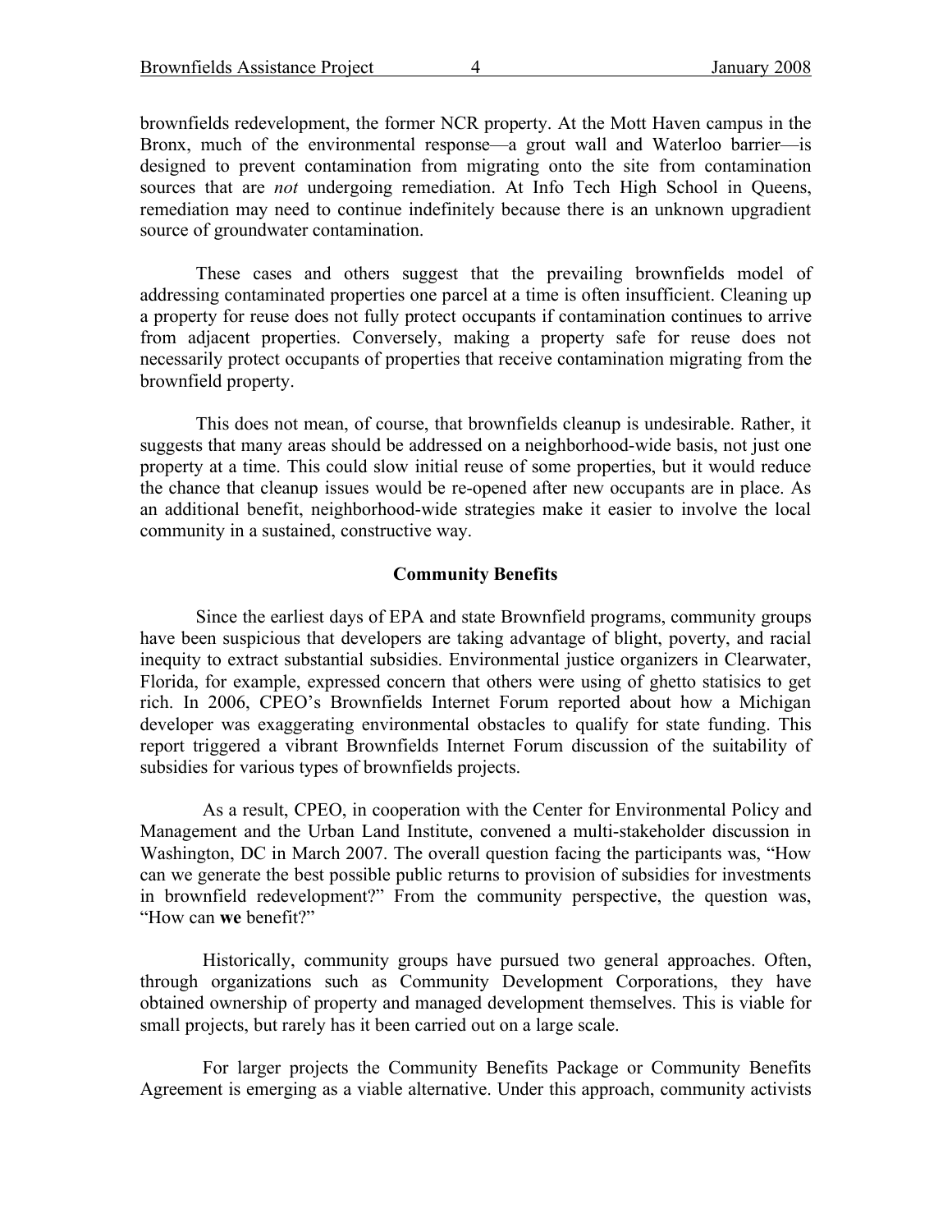brownfields redevelopment, the former NCR property. At the Mott Haven campus in the Bronx, much of the environmental response—a grout wall and Waterloo barrier—is designed to prevent contamination from migrating onto the site from contamination sources that are *not* undergoing remediation. At Info Tech High School in Queens, remediation may need to continue indefinitely because there is an unknown upgradient source of groundwater contamination.

These cases and others suggest that the prevailing brownfields model of addressing contaminated properties one parcel at a time is often insufficient. Cleaning up a property for reuse does not fully protect occupants if contamination continues to arrive from adjacent properties. Conversely, making a property safe for reuse does not necessarily protect occupants of properties that receive contamination migrating from the brownfield property.

This does not mean, of course, that brownfields cleanup is undesirable. Rather, it suggests that many areas should be addressed on a neighborhood-wide basis, not just one property at a time. This could slow initial reuse of some properties, but it would reduce the chance that cleanup issues would be re-opened after new occupants are in place. As an additional benefit, neighborhood-wide strategies make it easier to involve the local community in a sustained, constructive way.

### Community Benefits

Since the earliest days of EPA and state Brownfield programs, community groups have been suspicious that developers are taking advantage of blight, poverty, and racial inequity to extract substantial subsidies. Environmental justice organizers in Clearwater, Florida, for example, expressed concern that others were using of ghetto statisics to get rich. In 2006, CPEO's Brownfields Internet Forum reported about how a Michigan developer was exaggerating environmental obstacles to qualify for state funding. This report triggered a vibrant Brownfields Internet Forum discussion of the suitability of subsidies for various types of brownfields projects.

As a result, CPEO, in cooperation with the Center for Environmental Policy and Management and the Urban Land Institute, convened a multi-stakeholder discussion in Washington, DC in March 2007. The overall question facing the participants was, "How can we generate the best possible public returns to provision of subsidies for investments in brownfield redevelopment?" From the community perspective, the question was, "How can **we** benefit?"

Historically, community groups have pursued two general approaches. Often, through organizations such as Community Development Corporations, they have obtained ownership of property and managed development themselves. This is viable for small projects, but rarely has it been carried out on a large scale.

For larger projects the Community Benefits Package or Community Benefits Agreement is emerging as a viable alternative. Under this approach, community activists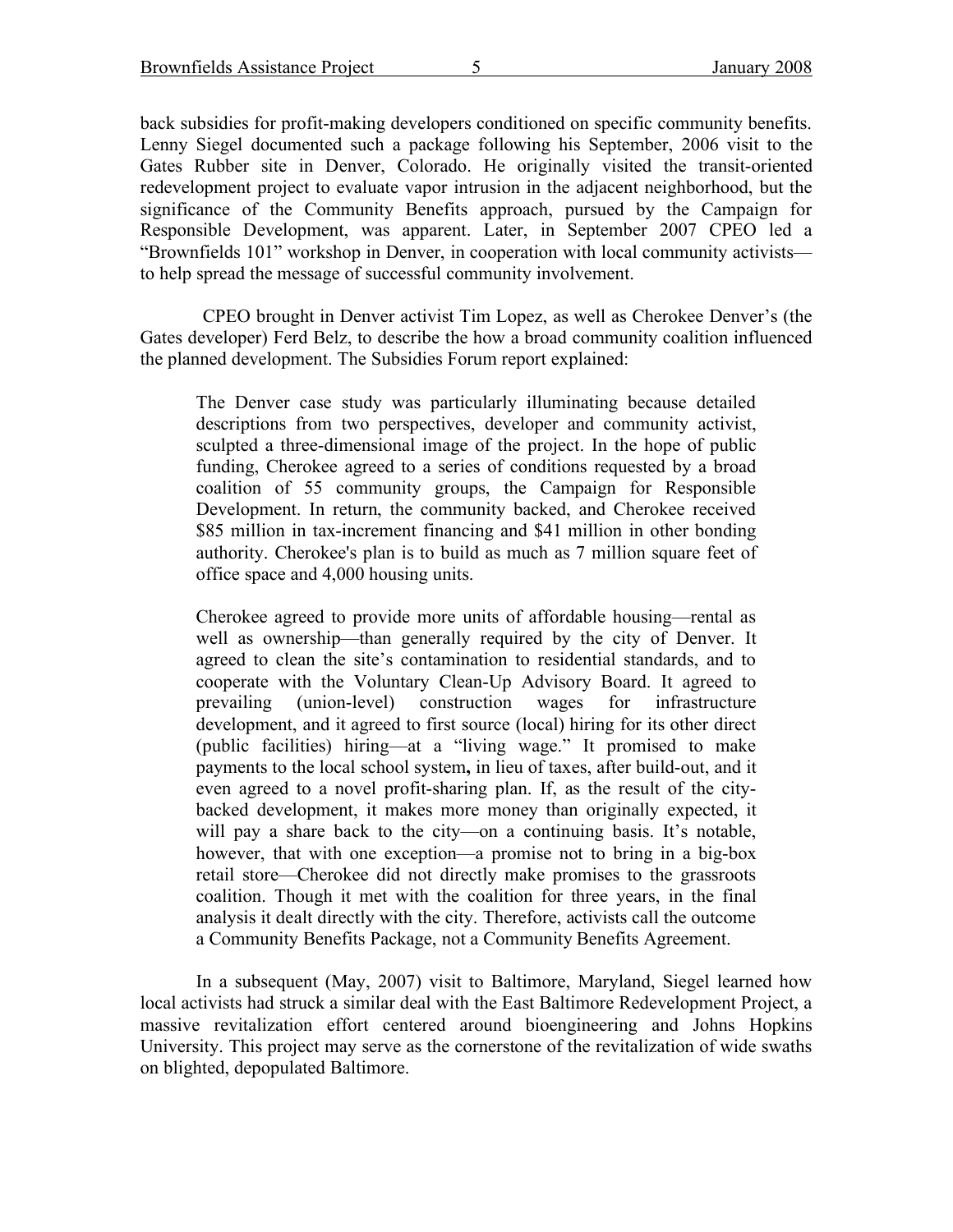back subsidies for profit-making developers conditioned on specific community benefits. Lenny Siegel documented such a package following his September, 2006 visit to the Gates Rubber site in Denver, Colorado. He originally visited the transit-oriented redevelopment project to evaluate vapor intrusion in the adjacent neighborhood, but the significance of the Community Benefits approach, pursued by the Campaign for Responsible Development, was apparent. Later, in September 2007 CPEO led a "Brownfields 101" workshop in Denver, in cooperation with local community activists—to help spread the message of successful community involvement.

CPEO brought in Denver activist Tim Lopez, as well as Cherokee Denver's (the Gates developer) Ferd Belz, to describe the how a broad community coalition influenced the planned development. The Subsidies Forum report explained:

> The Denver case study was particularly illuminating because detailed descriptions from two perspectives, developer and community activist, sculpted a three-dimensional image of the project. In the hope of public funding, Cherokee agreed to a series of conditions requested by a broad coalition of 55 community groups, the Campaign for Responsible Development. In return, the community backed, and Cherokee received \$85 million in tax-increment financing and \$41 million in other bonding authority. Cherokee's plan is to build as much as 7 million square feet of office space and 4,000 housing units.
>
> Cherokee agreed to provide more units of affordable housing—rental as well as ownership—than generally required by the city of Denver. It agreed to clean the site's contamination to residential standards, and to cooperate with the Voluntary Clean-Up Advisory Board. It agreed to prevailing (union-level) construction wages for infrastructure development, and it agreed to first source (local) hiring for its other direct (public facilities) hiring—at a "living wage." It promised to make payments to the local school system**,** in lieu of taxes, after build-out, and it even agreed to a novel profit-sharing plan. If, as the result of the city-backed development, it makes more money than originally expected, it will pay a share back to the city—on a continuing basis. It's notable, however, that with one exception—a promise not to bring in a big-box retail store—Cherokee did not directly make promises to the grassroots coalition. Though it met with the coalition for three years, in the final analysis it dealt directly with the city. Therefore, activists call the outcome a Community Benefits Package, not a Community Benefits Agreement.

In a subsequent (May, 2007) visit to Baltimore, Maryland, Siegel learned how local activists had struck a similar deal with the East Baltimore Redevelopment Project, a massive revitalization effort centered around bioengineering and Johns Hopkins University. This project may serve as the cornerstone of the revitalization of wide swaths on blighted, depopulated Baltimore.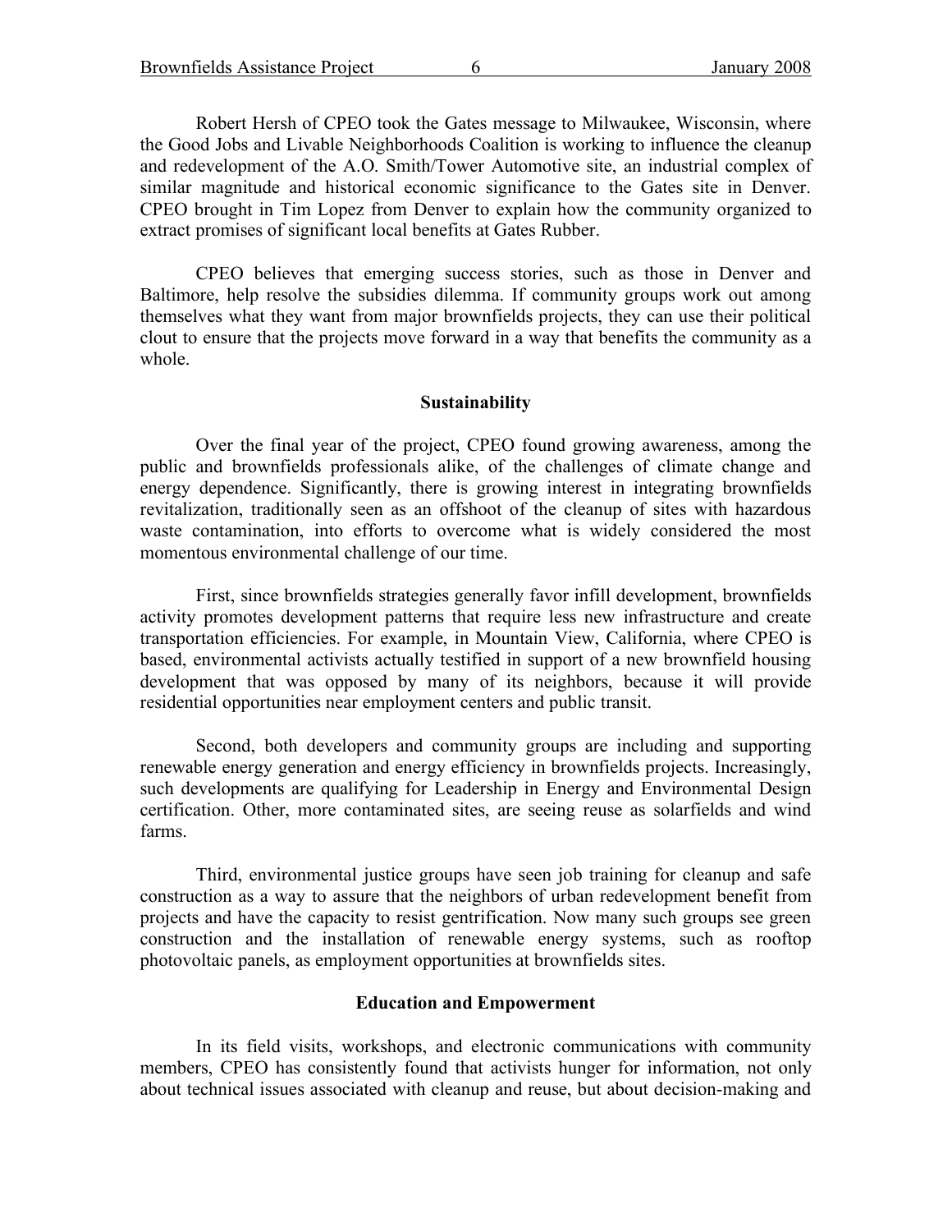Robert Hersh of CPEO took the Gates message to Milwaukee, Wisconsin, where the Good Jobs and Livable Neighborhoods Coalition is working to influence the cleanup and redevelopment of the A.O. Smith/Tower Automotive site, an industrial complex of similar magnitude and historical economic significance to the Gates site in Denver. CPEO brought in Tim Lopez from Denver to explain how the community organized to extract promises of significant local benefits at Gates Rubber.

CPEO believes that emerging success stories, such as those in Denver and Baltimore, help resolve the subsidies dilemma. If community groups work out among themselves what they want from major brownfields projects, they can use their political clout to ensure that the projects move forward in a way that benefits the community as a whole.

## Sustainability

Over the final year of the project, CPEO found growing awareness, among the public and brownfields professionals alike, of the challenges of climate change and energy dependence. Significantly, there is growing interest in integrating brownfields revitalization, traditionally seen as an offshoot of the cleanup of sites with hazardous waste contamination, into efforts to overcome what is widely considered the most momentous environmental challenge of our time.

First, since brownfields strategies generally favor infill development, brownfields activity promotes development patterns that require less new infrastructure and create transportation efficiencies. For example, in Mountain View, California, where CPEO is based, environmental activists actually testified in support of a new brownfield housing development that was opposed by many of its neighbors, because it will provide residential opportunities near employment centers and public transit.

Second, both developers and community groups are including and supporting renewable energy generation and energy efficiency in brownfields projects. Increasingly, such developments are qualifying for Leadership in Energy and Environmental Design certification. Other, more contaminated sites, are seeing reuse as solarfields and wind farms.

Third, environmental justice groups have seen job training for cleanup and safe construction as a way to assure that the neighbors of urban redevelopment benefit from projects and have the capacity to resist gentrification. Now many such groups see green construction and the installation of renewable energy systems, such as rooftop photovoltaic panels, as employment opportunities at brownfields sites.

## Education and Empowerment

In its field visits, workshops, and electronic communications with community members, CPEO has consistently found that activists hunger for information, not only about technical issues associated with cleanup and reuse, but about decision-making and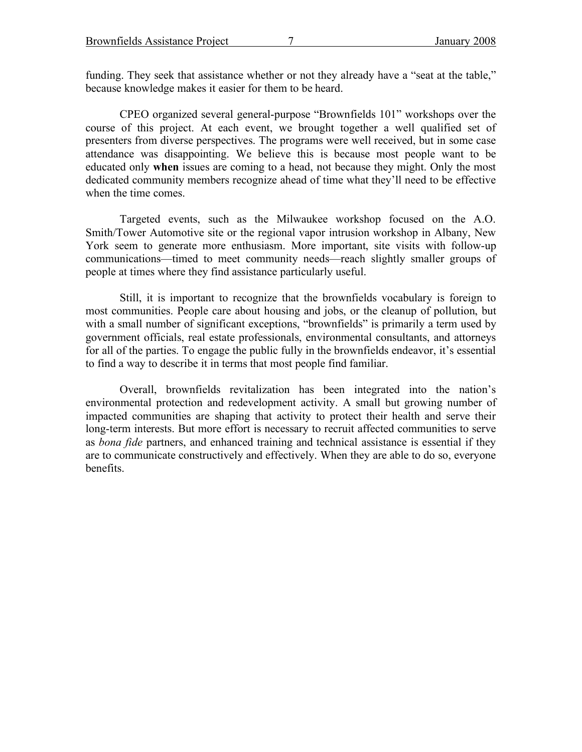funding. They seek that assistance whether or not they already have a "seat at the table," because knowledge makes it easier for them to be heard.

CPEO organized several general-purpose "Brownfields 101" workshops over the course of this project. At each event, we brought together a well qualified set of presenters from diverse perspectives. The programs were well received, but in some case attendance was disappointing. We believe this is because most people want to be educated only **when** issues are coming to a head, not because they might. Only the most dedicated community members recognize ahead of time what they'll need to be effective when the time comes.

Targeted events, such as the Milwaukee workshop focused on the A.O. Smith/Tower Automotive site or the regional vapor intrusion workshop in Albany, New York seem to generate more enthusiasm. More important, site visits with follow-up communications—timed to meet community needs—reach slightly smaller groups of people at times where they find assistance particularly useful.

Still, it is important to recognize that the brownfields vocabulary is foreign to most communities. People care about housing and jobs, or the cleanup of pollution, but with a small number of significant exceptions, "brownfields" is primarily a term used by government officials, real estate professionals, environmental consultants, and attorneys for all of the parties. To engage the public fully in the brownfields endeavor, it's essential to find a way to describe it in terms that most people find familiar.

Overall, brownfields revitalization has been integrated into the nation's environmental protection and redevelopment activity. A small but growing number of impacted communities are shaping that activity to protect their health and serve their long-term interests. But more effort is necessary to recruit affected communities to serve as *bona fide* partners, and enhanced training and technical assistance is essential if they are to communicate constructively and effectively. When they are able to do so, everyone benefits.